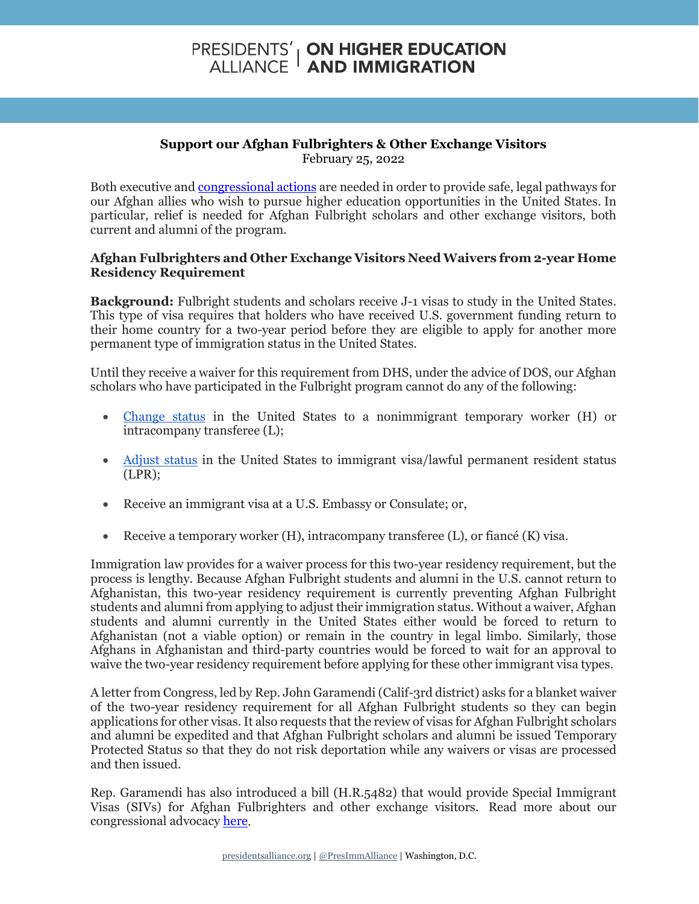# PRESIDENTS' ALLIANCE | ON HIGHER EDUCATION AND IMMIGRATION

## Support our Afghan Fulbrighters & Other Exchange Visitors

February 25, 2022

Both executive and congressional actions are needed in order to provide safe, legal pathways for our Afghan allies who wish to pursue higher education opportunities in the United States. In particular, relief is needed for Afghan Fulbright scholars and other exchange visitors, both current and alumni of the program.

### Afghan Fulbrighters and Other Exchange Visitors Need Waivers from 2-year Home Residency Requirement

**Background:** Fulbright students and scholars receive J-1 visas to study in the United States. This type of visa requires that holders who have received U.S. government funding return to their home country for a two-year period before they are eligible to apply for another more permanent type of immigration status in the United States.

Until they receive a waiver for this requirement from DHS, under the advice of DOS, our Afghan scholars who have participated in the Fulbright program cannot do any of the following:

- Change status in the United States to a nonimmigrant temporary worker (H) or intracompany transferee (L);
- Adjust status in the United States to immigrant visa/lawful permanent resident status (LPR);
- Receive an immigrant visa at a U.S. Embassy or Consulate; or,
- Receive a temporary worker (H), intracompany transferee (L), or fiancé (K) visa.

Immigration law provides for a waiver process for this two-year residency requirement, but the process is lengthy. Because Afghan Fulbright students and alumni in the U.S. cannot return to Afghanistan, this two-year residency requirement is currently preventing Afghan Fulbright students and alumni from applying to adjust their immigration status. Without a waiver, Afghan students and alumni currently in the United States either would be forced to return to Afghanistan (not a viable option) or remain in the country in legal limbo. Similarly, those Afghans in Afghanistan and third-party countries would be forced to wait for an approval to waive the two-year residency requirement before applying for these other immigrant visa types.

A letter from Congress, led by Rep. John Garamendi (Calif-3rd district) asks for a blanket waiver of the two-year residency requirement for all Afghan Fulbright students so they can begin applications for other visas. It also requests that the review of visas for Afghan Fulbright scholars and alumni be expedited and that Afghan Fulbright scholars and alumni be issued Temporary Protected Status so that they do not risk deportation while any waivers or visas are processed and then issued.

Rep. Garamendi has also introduced a bill (H.R.5482) that would provide Special Immigrant Visas (SIVs) for Afghan Fulbrighters and other exchange visitors. Read more about our congressional advocacy here.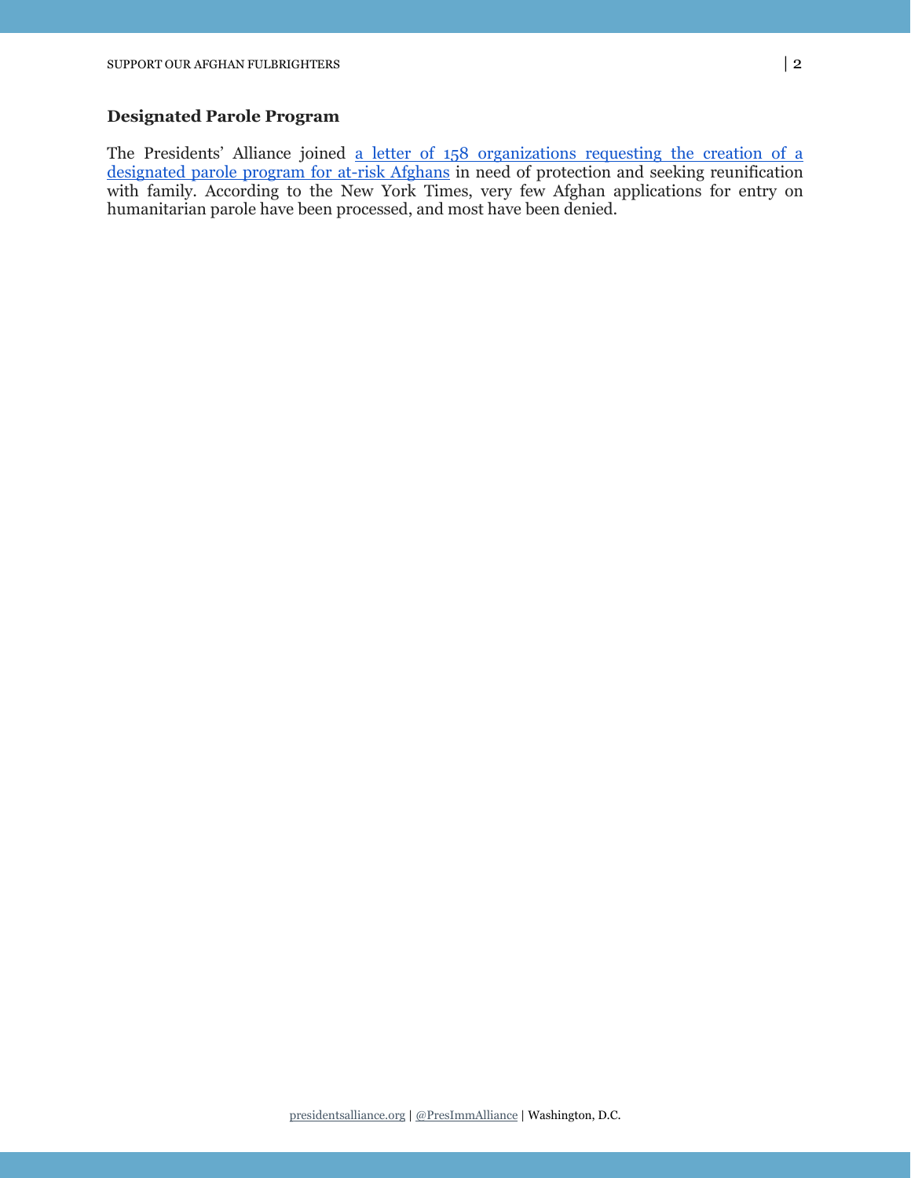### Designated Parole Program

The Presidents' Alliance joined a letter of 158 organizations requesting the creation of a designated parole program for at-risk Afghans in need of protection and seeking reunification with family. According to the New York Times, very few Afghan applications for entry on humanitarian parole have been processed, and most have been denied.